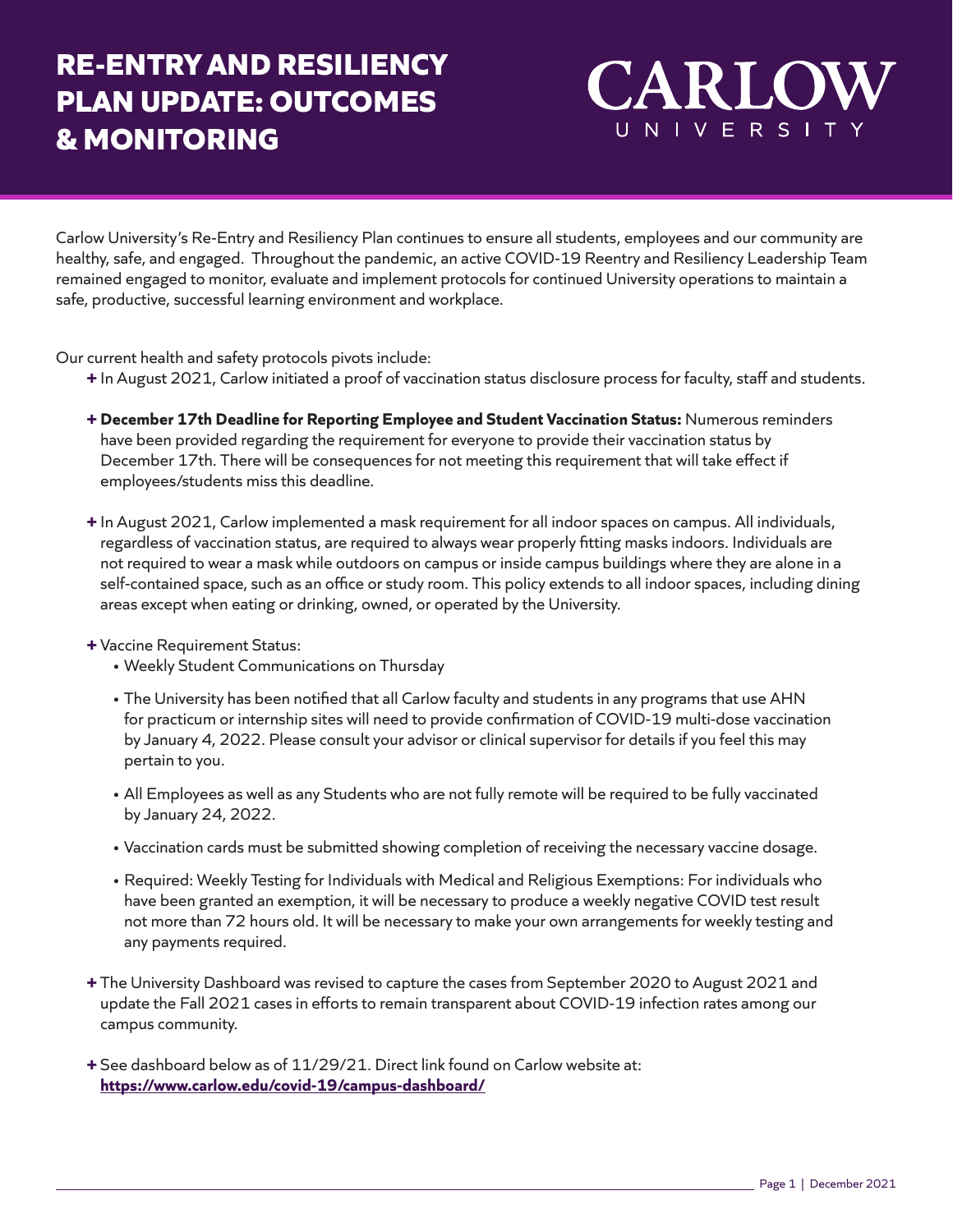# RE-ENTRY AND RESILIENCY PLAN UPDATE: OUTCOMES & MONITORING

CARLOW UNIVERSITY

Carlow University's Re-Entry and Resiliency Plan continues to ensure all students, employees and our community are healthy, safe, and engaged. Throughout the pandemic, an active COVID-19 Reentry and Resiliency Leadership Team remained engaged to monitor, evaluate and implement protocols for continued University operations to maintain a safe, productive, successful learning environment and workplace.

Our current health and safety protocols pivots include:

- In August 2021, Carlow initiated a proof of vaccination status disclosure process for faculty, staff and students.
- **December 17th Deadline for Reporting Employee and Student Vaccination Status:** Numerous reminders have been provided regarding the requirement for everyone to provide their vaccination status by December 17th. There will be consequences for not meeting this requirement that will take effect if employees/students miss this deadline.
- In August 2021, Carlow implemented a mask requirement for all indoor spaces on campus. All individuals, regardless of vaccination status, are required to always wear properly fitting masks indoors. Individuals are not required to wear a mask while outdoors on campus or inside campus buildings where they are alone in a self-contained space, such as an office or study room. This policy extends to all indoor spaces, including dining areas except when eating or drinking, owned, or operated by the University.
- Vaccine Requirement Status:
  - Weekly Student Communications on Thursday
  - The University has been notified that all Carlow faculty and students in any programs that use AHN for practicum or internship sites will need to provide confirmation of COVID-19 multi-dose vaccination by January 4, 2022. Please consult your advisor or clinical supervisor for details if you feel this may pertain to you.
  - All Employees as well as any Students who are not fully remote will be required to be fully vaccinated by January 24, 2022.
  - Vaccination cards must be submitted showing completion of receiving the necessary vaccine dosage.
  - Required: Weekly Testing for Individuals with Medical and Religious Exemptions: For individuals who have been granted an exemption, it will be necessary to produce a weekly negative COVID test result not more than 72 hours old. It will be necessary to make your own arrangements for weekly testing and any payments required.
- The University Dashboard was revised to capture the cases from September 2020 to August 2021 and update the Fall 2021 cases in efforts to remain transparent about COVID-19 infection rates among our campus community.
- See dashboard below as of 11/29/21. Direct link found on Carlow website at: **https://www.carlow.edu/covid-19/campus-dashboard/**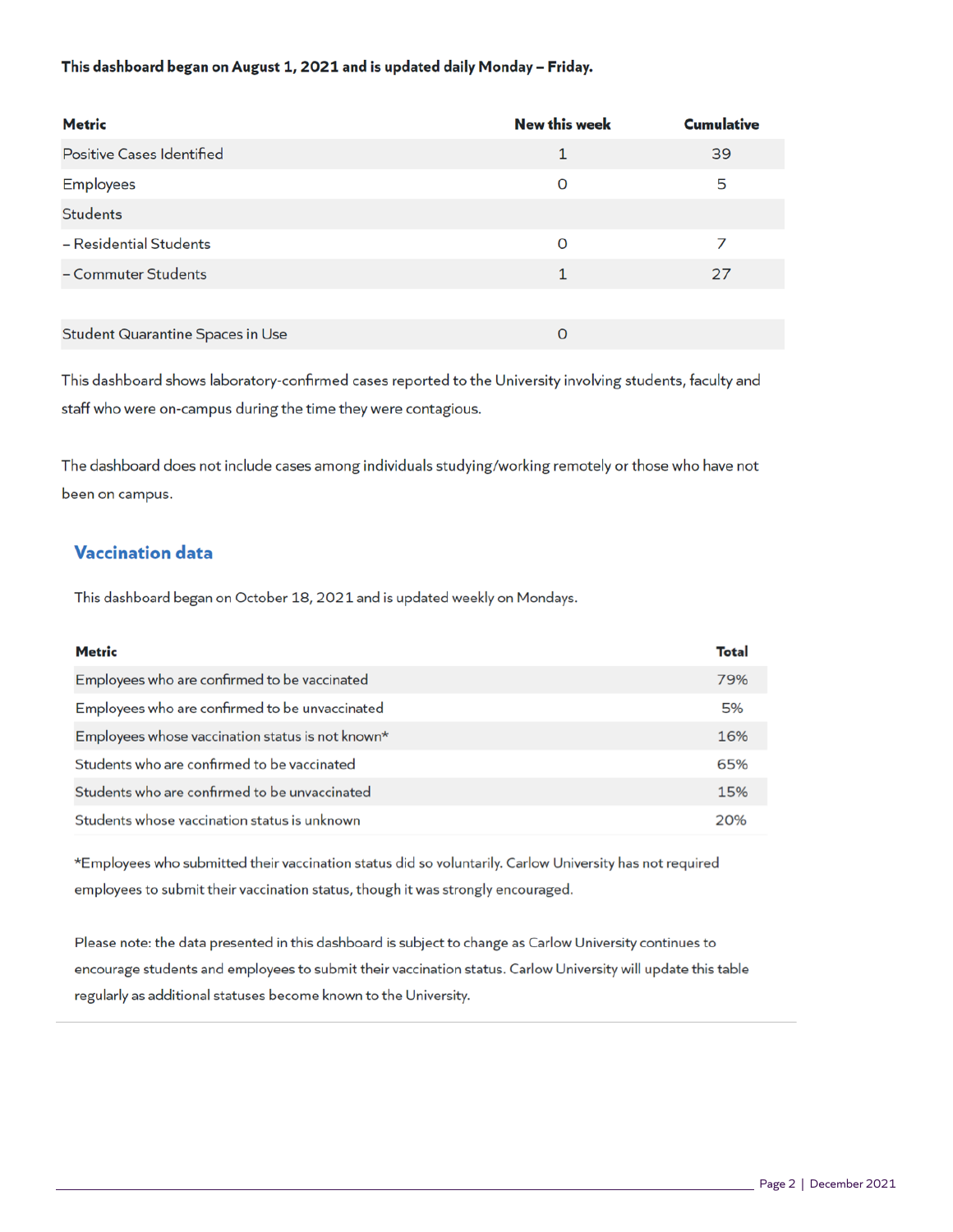**This dashboard began on August 1, 2021 and is updated daily Monday – Friday.**

| Metric | New this week | Cumulative |
|---|---|---|
| Positive Cases Identified | 1 | 39 |
| Employees | 0 | 5 |
| Students | | |
| – Residential Students | 0 | 7 |
| – Commuter Students | 1 | 27 |
| | | |
| Student Quarantine Spaces in Use | 0 | |

This dashboard shows laboratory-confirmed cases reported to the University involving students, faculty and staff who were on-campus during the time they were contagious.

The dashboard does not include cases among individuals studying/working remotely or those who have not been on campus.

## Vaccination data

This dashboard began on October 18, 2021 and is updated weekly on Mondays.

| Metric | Total |
|---|---|
| Employees who are confirmed to be vaccinated | 79% |
| Employees who are confirmed to be unvaccinated | 5% |
| Employees whose vaccination status is not known* | 16% |
| Students who are confirmed to be vaccinated | 65% |
| Students who are confirmed to be unvaccinated | 15% |
| Students whose vaccination status is unknown | 20% |

*Employees who submitted their vaccination status did so voluntarily. Carlow University has not required employees to submit their vaccination status, though it was strongly encouraged.

Please note: the data presented in this dashboard is subject to change as Carlow University continues to encourage students and employees to submit their vaccination status. Carlow University will update this table regularly as additional statuses become known to the University.